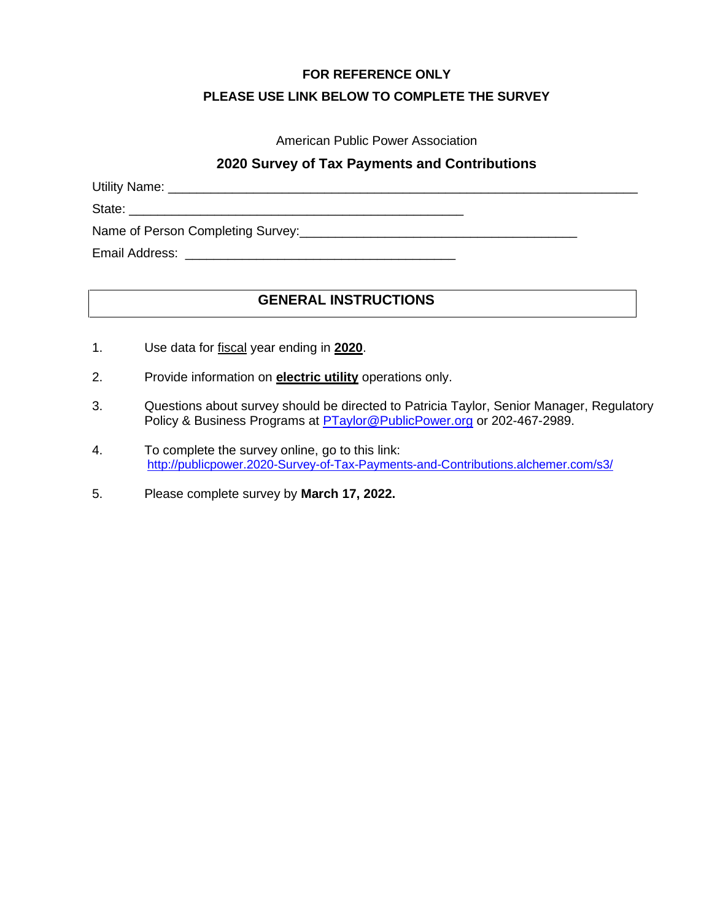**FOR REFERENCE ONLY**

**PLEASE USE LINK BELOW TO COMPLETE THE SURVEY**

American Public Power Association

## 2020 Survey of Tax Payments and Contributions

Utility Name: ______________________________________________________________

State: ____________________________________________

Name of Person Completing Survey:____________________________________

Email Address: ___________________________________

## GENERAL INSTRUCTIONS

1. Use data for <u>fiscal</u> year ending in **<u>2020</u>**.
2. Provide information on **<u>electric utility</u>** operations only.
3. Questions about survey should be directed to Patricia Taylor, Senior Manager, Regulatory Policy & Business Programs at [PTaylor@PublicPower.org](mailto:PTaylor@PublicPower.org) or 202-467-2989.
4. To complete the survey online, go to this link: [http://publicpower.2020-Survey-of-Tax-Payments-and-Contributions.alchemer.com/s3/](http://publicpower.2020-Survey-of-Tax-Payments-and-Contributions.alchemer.com/s3/)
5. Please complete survey by **March 17, 2022.**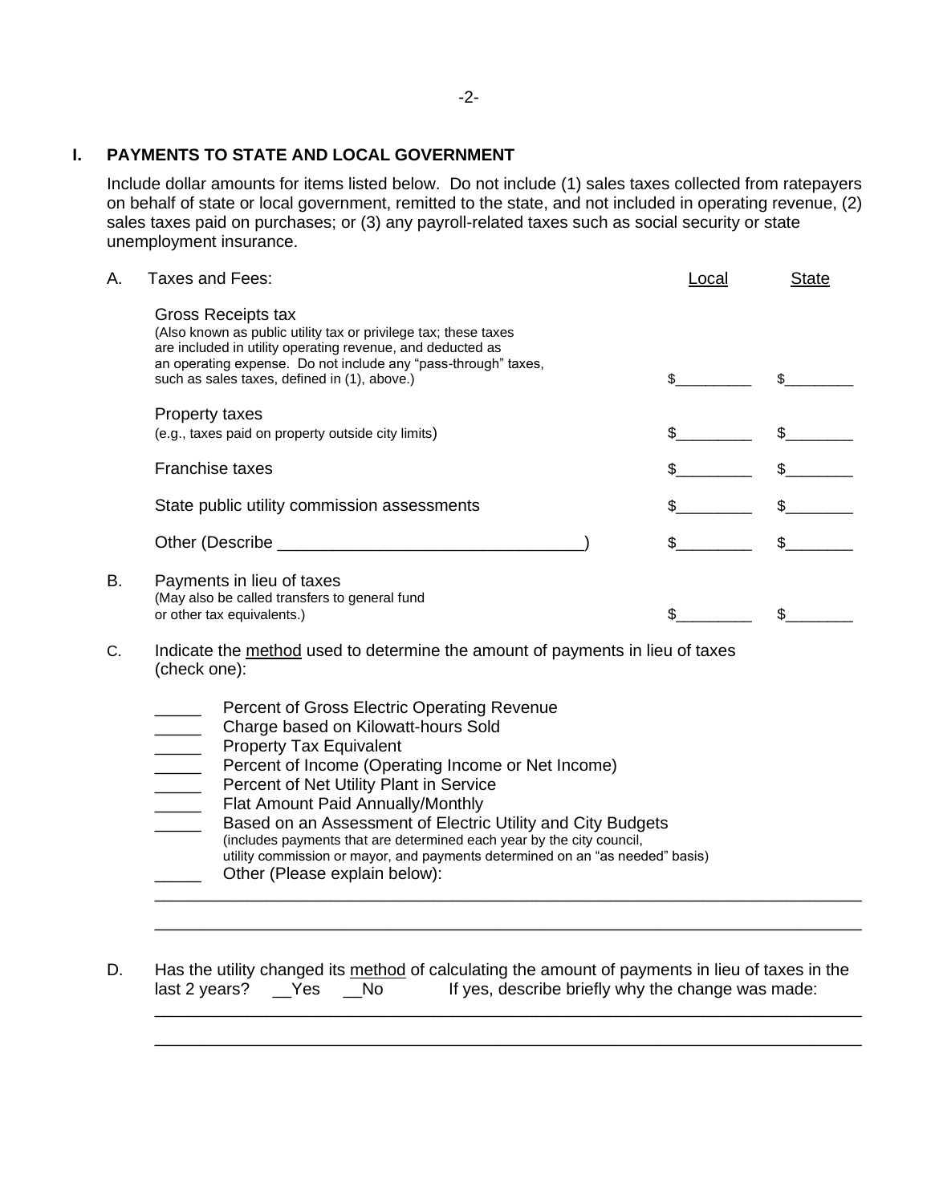## I. PAYMENTS TO STATE AND LOCAL GOVERNMENT

Include dollar amounts for items listed below. Do not include (1) sales taxes collected from ratepayers on behalf of state or local government, remitted to the state, and not included in operating revenue, (2) sales taxes paid on purchases; or (3) any payroll-related taxes such as social security or state unemployment insurance.

| | | Local | State |
|---|---|---|---|
| A. | Taxes and Fees: | | |
| | Gross Receipts tax (Also known as public utility tax or privilege tax; these taxes are included in utility operating revenue, and deducted as an operating expense. Do not include any "pass-through" taxes, such as sales taxes, defined in (1), above.) | $_________ | $________ |
| | Property taxes (e.g., taxes paid on property outside city limits) | $_________ | $________ |
| | Franchise taxes | $_________ | $________ |
| | State public utility commission assessments | $_________ | $________ |
| | Other (Describe ________________________________) | $_________ | $________ |
| B. | Payments in lieu of taxes (May also be called transfers to general fund or other tax equivalents.) | $_________ | $________ |

C. Indicate the method used to determine the amount of payments in lieu of taxes (check one):

_____ Percent of Gross Electric Operating Revenue
_____ Charge based on Kilowatt-hours Sold
_____ Property Tax Equivalent
_____ Percent of Income (Operating Income or Net Income)
_____ Percent of Net Utility Plant in Service
_____ Flat Amount Paid Annually/Monthly
_____ Based on an Assessment of Electric Utility and City Budgets
(includes payments that are determined each year by the city council, utility commission or mayor, and payments determined on an "as needed" basis)
_____ Other (Please explain below):

_____________________________________________________________________________

_____________________________________________________________________________

D. Has the utility changed its method of calculating the amount of payments in lieu of taxes in the last 2 years? __Yes __No If yes, describe briefly why the change was made:

_____________________________________________________________________________

_____________________________________________________________________________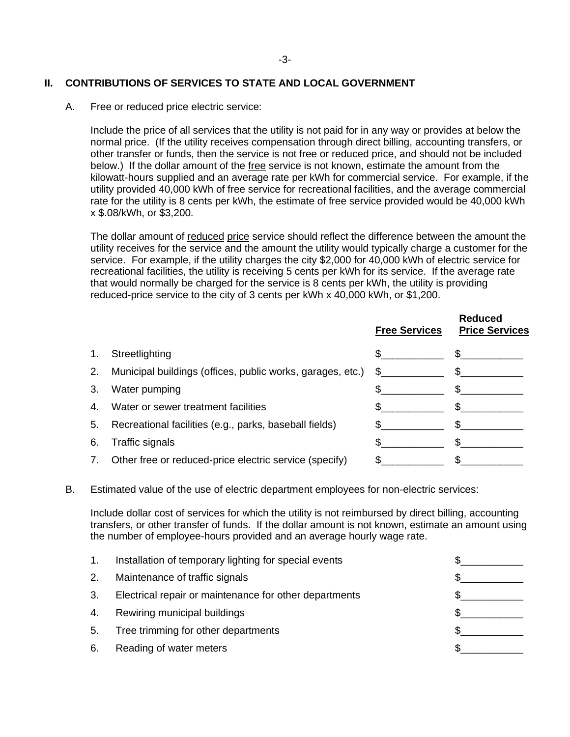## II. CONTRIBUTIONS OF SERVICES TO STATE AND LOCAL GOVERNMENT

A. Free or reduced price electric service:

Include the price of all services that the utility is not paid for in any way or provides at below the normal price. (If the utility receives compensation through direct billing, accounting transfers, or other transfer or funds, then the service is not free or reduced price, and should not be included below.) If the dollar amount of the free service is not known, estimate the amount from the kilowatt-hours supplied and an average rate per kWh for commercial service. For example, if the utility provided 40,000 kWh of free service for recreational facilities, and the average commercial rate for the utility is 8 cents per kWh, the estimate of free service provided would be 40,000 kWh x $.08/kWh, or $3,200.

The dollar amount of reduced price service should reflect the difference between the amount the utility receives for the service and the amount the utility would typically charge a customer for the service. For example, if the utility charges the city $2,000 for 40,000 kWh of electric service for recreational facilities, the utility is receiving 5 cents per kWh for its service. If the average rate that would normally be charged for the service is 8 cents per kWh, the utility is providing reduced-price service to the city of 3 cents per kWh x 40,000 kWh, or $1,200.

| | | Free Services | Reduced Price Services |
|---|---|---|---|
| 1. | Streetlighting | $___________ | $___________ |
| 2. | Municipal buildings (offices, public works, garages, etc.) | $___________ | $___________ |
| 3. | Water pumping | $___________ | $___________ |
| 4. | Water or sewer treatment facilities | $___________ | $___________ |
| 5. | Recreational facilities (e.g., parks, baseball fields) | $___________ | $___________ |
| 6. | Traffic signals | $___________ | $___________ |
| 7. | Other free or reduced-price electric service (specify) | $___________ | $___________ |

B. Estimated value of the use of electric department employees for non-electric services:

Include dollar cost of services for which the utility is not reimbursed by direct billing, accounting transfers, or other transfer of funds. If the dollar amount is not known, estimate an amount using the number of employee-hours provided and an average hourly wage rate.

| | | |
|---|---|---|
| 1. | Installation of temporary lighting for special events | $___________ |
| 2. | Maintenance of traffic signals | $___________ |
| 3. | Electrical repair or maintenance for other departments | $___________ |
| 4. | Rewiring municipal buildings | $___________ |
| 5. | Tree trimming for other departments | $___________ |
| 6. | Reading of water meters | $___________ |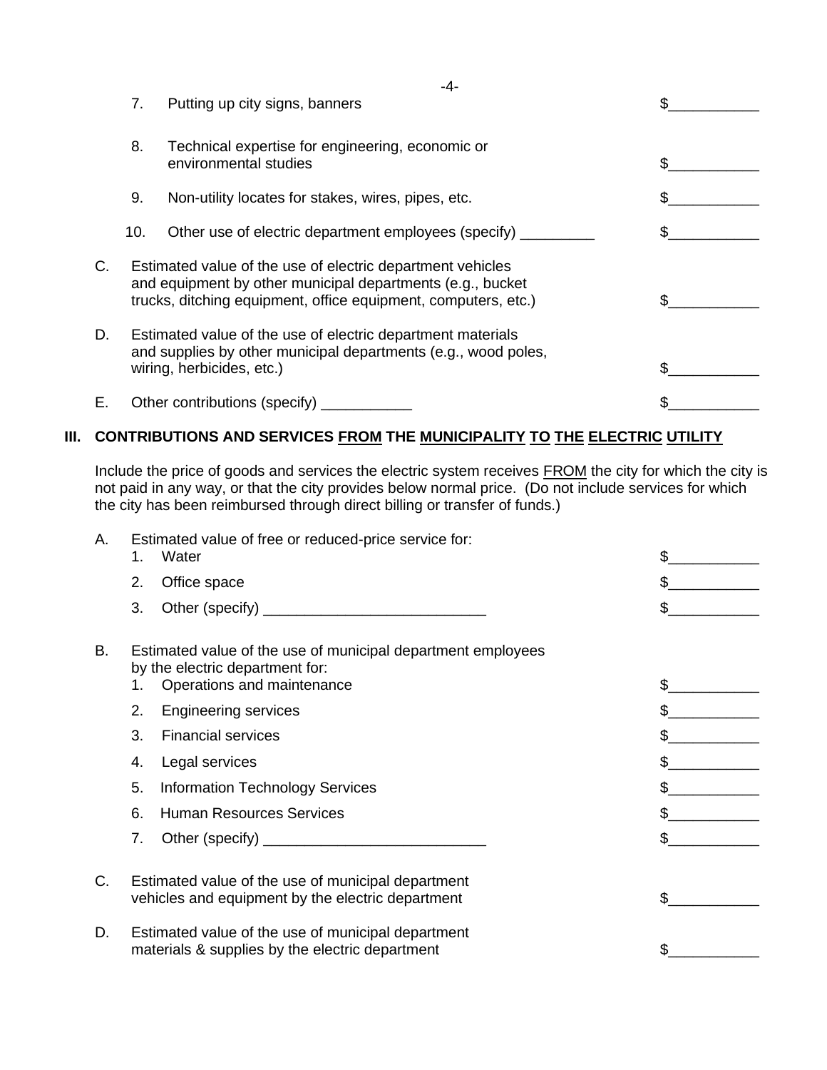7. Putting up city signs, banners $___________

8. Technical expertise for engineering, economic or environmental studies $___________

9. Non-utility locates for stakes, wires, pipes, etc. $___________

10. Other use of electric department employees (specify) _________ $___________

C. Estimated value of the use of electric department vehicles and equipment by other municipal departments (e.g., bucket trucks, ditching equipment, office equipment, computers, etc.) $___________

D. Estimated value of the use of electric department materials and supplies by other municipal departments (e.g., wood poles, wiring, herbicides, etc.) $___________

E. Other contributions (specify) ___________ $___________

## III. CONTRIBUTIONS AND SERVICES <u>FROM</u> THE <u>MUNICIPALITY</u> <u>TO</u> <u>THE</u> <u>ELECTRIC</u> <u>UTILITY</u>

Include the price of goods and services the electric system receives <u>FROM</u> the city for which the city is not paid in any way, or that the city provides below normal price. (Do not include services for which the city has been reimbursed through direct billing or transfer of funds.)

A. Estimated value of free or reduced-price service for:
1. Water $___________
2. Office space $___________
3. Other (specify) ___________________________ $___________

B. Estimated value of the use of municipal department employees by the electric department for:
1. Operations and maintenance $___________
2. Engineering services $___________
3. Financial services $___________
4. Legal services $___________
5. Information Technology Services $___________
6. Human Resources Services $___________
7. Other (specify) ___________________________ $___________

C. Estimated value of the use of municipal department vehicles and equipment by the electric department $___________

D. Estimated value of the use of municipal department materials & supplies by the electric department $___________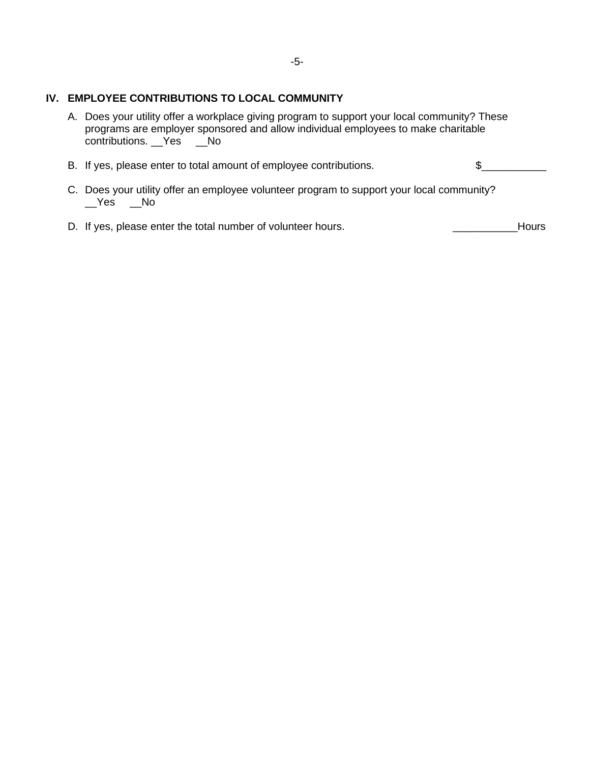## IV. EMPLOYEE CONTRIBUTIONS TO LOCAL COMMUNITY

A. Does your utility offer a workplace giving program to support your local community? These programs are employer sponsored and allow individual employees to make charitable contributions. __Yes __No

B. If yes, please enter to total amount of employee contributions. $___________

C. Does your utility offer an employee volunteer program to support your local community? __Yes __No

D. If yes, please enter the total number of volunteer hours. ___________Hours